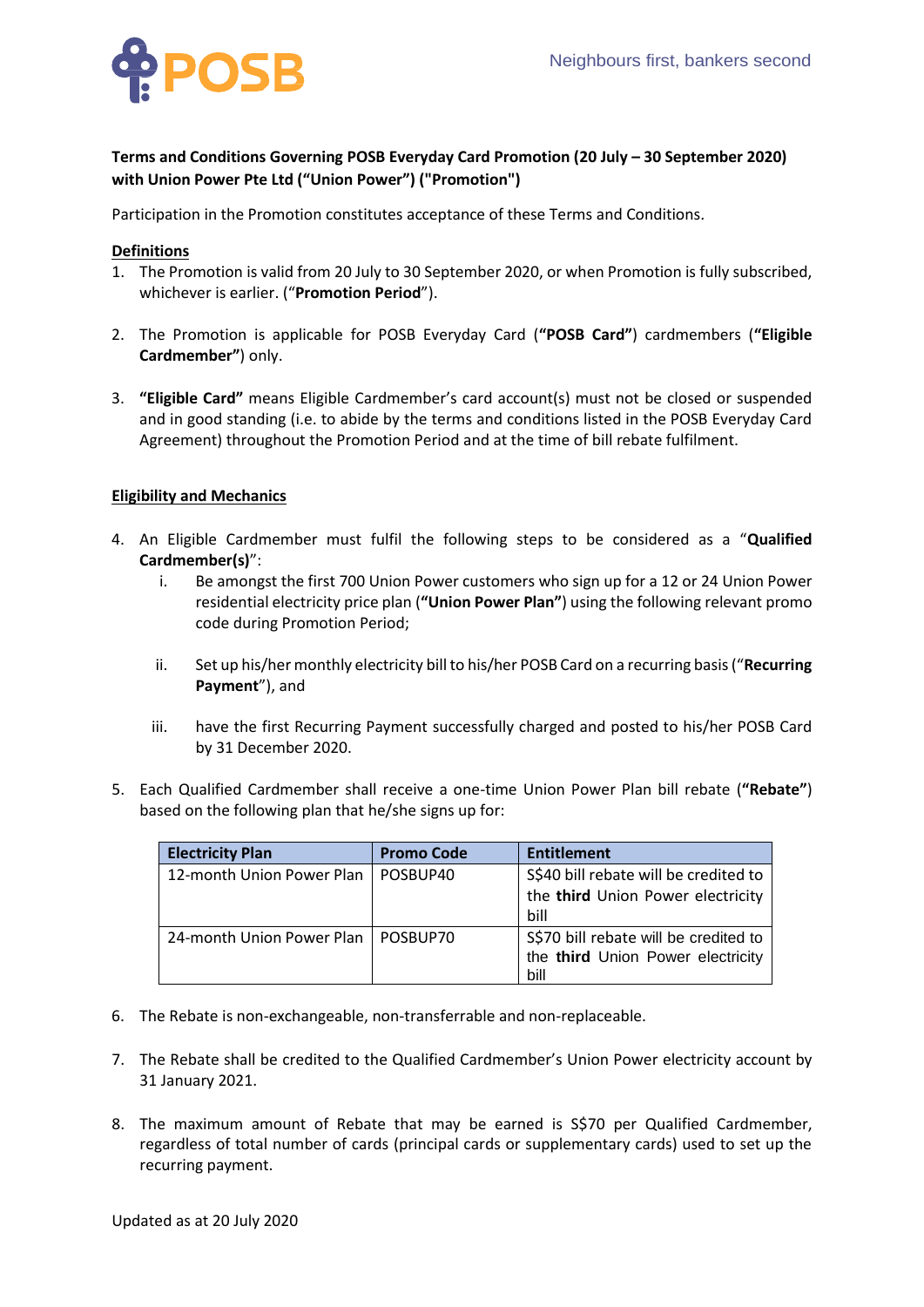**Terms and Conditions Governing POSB Everyday Card Promotion (20 July – 30 September 2020) with Union Power Pte Ltd ("Union Power") ("Promotion")**

Participation in the Promotion constitutes acceptance of these Terms and Conditions.

**Definitions**

1. The Promotion is valid from 20 July to 30 September 2020, or when Promotion is fully subscribed, whichever is earlier. ("**Promotion Period**").

2. The Promotion is applicable for POSB Everyday Card (**"POSB Card"**) cardmembers (**"Eligible Cardmember"**) only.

3. **"Eligible Card"** means Eligible Cardmember's card account(s) must not be closed or suspended and in good standing (i.e. to abide by the terms and conditions listed in the POSB Everyday Card Agreement) throughout the Promotion Period and at the time of bill rebate fulfilment.

**Eligibility and Mechanics**

4. An Eligible Cardmember must fulfil the following steps to be considered as a "**Qualified Cardmember(s)**":
   i. Be amongst the first 700 Union Power customers who sign up for a 12 or 24 Union Power residential electricity price plan (**"Union Power Plan"**) using the following relevant promo code during Promotion Period;

   ii. Set up his/her monthly electricity bill to his/her POSB Card on a recurring basis ("**Recurring Payment**"), and

   iii. have the first Recurring Payment successfully charged and posted to his/her POSB Card by 31 December 2020.

5. Each Qualified Cardmember shall receive a one-time Union Power Plan bill rebate (**"Rebate"**) based on the following plan that he/she signs up for:

| Electricity Plan | Promo Code | Entitlement |
|---|---|---|
| 12-month Union Power Plan | POSBUP40 | S$40 bill rebate will be credited to the **third** Union Power electricity bill |
| 24-month Union Power Plan | POSBUP70 | S$70 bill rebate will be credited to the **third** Union Power electricity bill |

6. The Rebate is non-exchangeable, non-transferrable and non-replaceable.

7. The Rebate shall be credited to the Qualified Cardmember's Union Power electricity account by 31 January 2021.

8. The maximum amount of Rebate that may be earned is S$70 per Qualified Cardmember, regardless of total number of cards (principal cards or supplementary cards) used to set up the recurring payment.

Updated as at 20 July 2020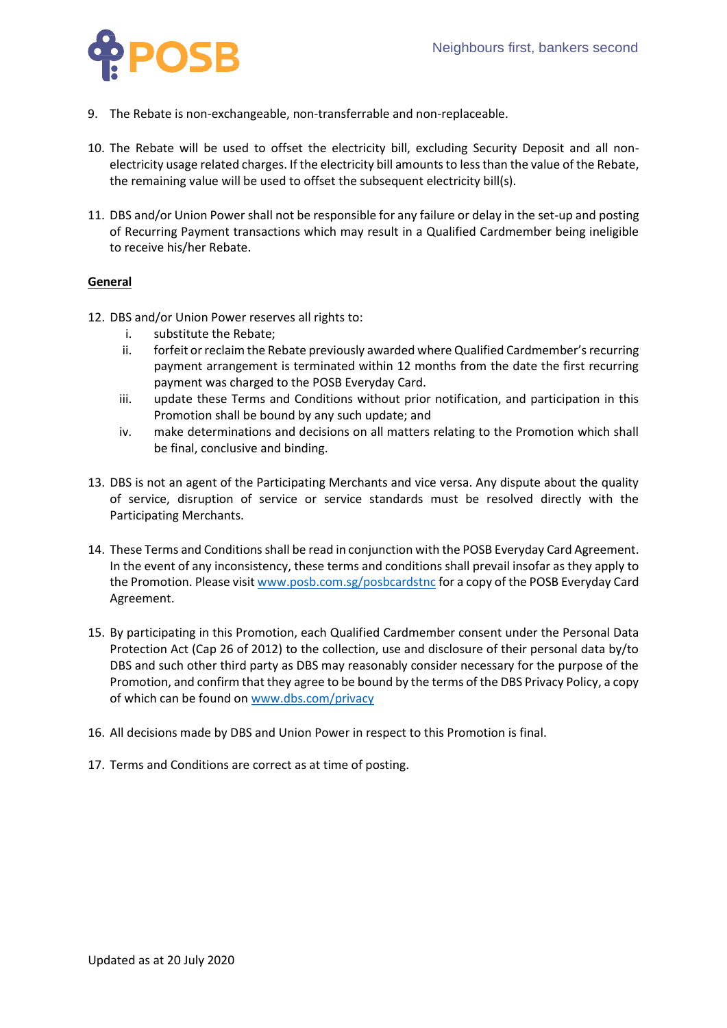9. The Rebate is non-exchangeable, non-transferrable and non-replaceable.

10. The Rebate will be used to offset the electricity bill, excluding Security Deposit and all non-electricity usage related charges. If the electricity bill amounts to less than the value of the Rebate, the remaining value will be used to offset the subsequent electricity bill(s).

11. DBS and/or Union Power shall not be responsible for any failure or delay in the set-up and posting of Recurring Payment transactions which may result in a Qualified Cardmember being ineligible to receive his/her Rebate.

**General**

12. DBS and/or Union Power reserves all rights to:
    i. substitute the Rebate;
    ii. forfeit or reclaim the Rebate previously awarded where Qualified Cardmember's recurring payment arrangement is terminated within 12 months from the date the first recurring payment was charged to the POSB Everyday Card.
    iii. update these Terms and Conditions without prior notification, and participation in this Promotion shall be bound by any such update; and
    iv. make determinations and decisions on all matters relating to the Promotion which shall be final, conclusive and binding.

13. DBS is not an agent of the Participating Merchants and vice versa. Any dispute about the quality of service, disruption of service or service standards must be resolved directly with the Participating Merchants.

14. These Terms and Conditions shall be read in conjunction with the POSB Everyday Card Agreement. In the event of any inconsistency, these terms and conditions shall prevail insofar as they apply to the Promotion. Please visit www.posb.com.sg/posbcardstnc for a copy of the POSB Everyday Card Agreement.

15. By participating in this Promotion, each Qualified Cardmember consent under the Personal Data Protection Act (Cap 26 of 2012) to the collection, use and disclosure of their personal data by/to DBS and such other third party as DBS may reasonably consider necessary for the purpose of the Promotion, and confirm that they agree to be bound by the terms of the DBS Privacy Policy, a copy of which can be found on www.dbs.com/privacy

16. All decisions made by DBS and Union Power in respect to this Promotion is final.

17. Terms and Conditions are correct as at time of posting.

Updated as at 20 July 2020